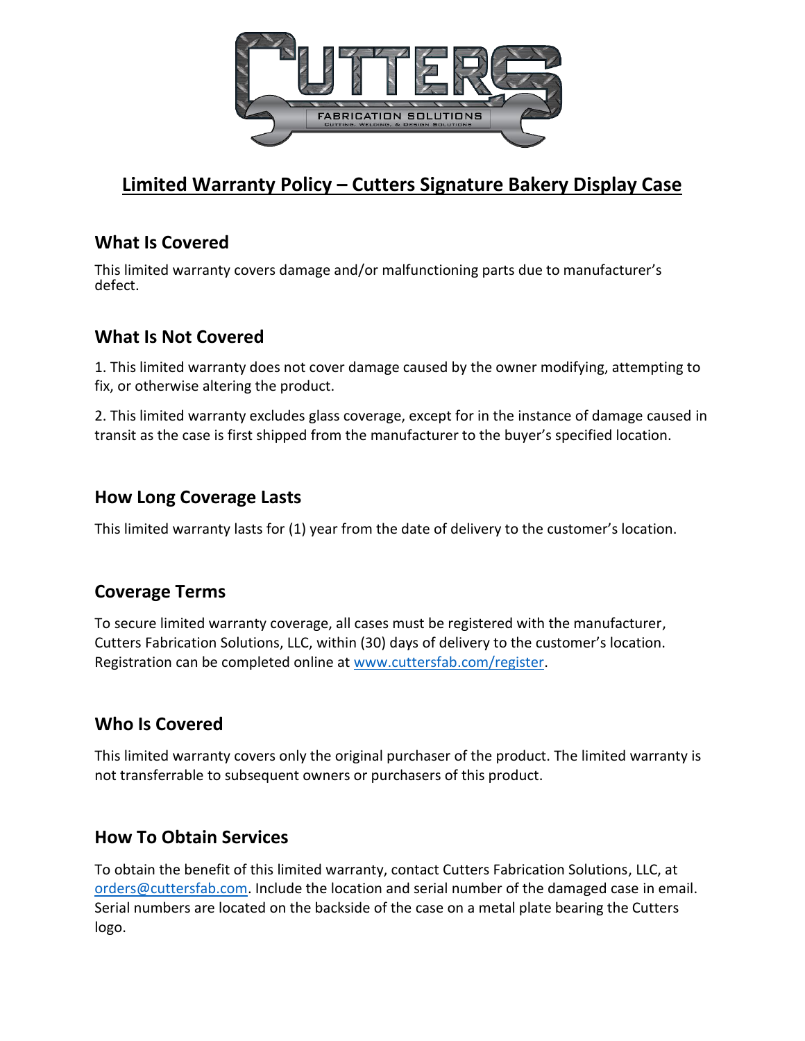# Limited Warranty Policy – Cutters Signature Bakery Display Case

## What Is Covered

This limited warranty covers damage and/or malfunctioning parts due to manufacturer's defect.

## What Is Not Covered

1. This limited warranty does not cover damage caused by the owner modifying, attempting to fix, or otherwise altering the product.

2. This limited warranty excludes glass coverage, except for in the instance of damage caused in transit as the case is first shipped from the manufacturer to the buyer's specified location.

## How Long Coverage Lasts

This limited warranty lasts for (1) year from the date of delivery to the customer's location.

## Coverage Terms

To secure limited warranty coverage, all cases must be registered with the manufacturer, Cutters Fabrication Solutions, LLC, within (30) days of delivery to the customer's location. Registration can be completed online at [www.cuttersfab.com/register](http://www.cuttersfab.com/register).

## Who Is Covered

This limited warranty covers only the original purchaser of the product. The limited warranty is not transferrable to subsequent owners or purchasers of this product.

## How To Obtain Services

To obtain the benefit of this limited warranty, contact Cutters Fabrication Solutions, LLC, at [orders@cuttersfab.com](mailto:orders@cuttersfab.com). Include the location and serial number of the damaged case in email. Serial numbers are located on the backside of the case on a metal plate bearing the Cutters logo.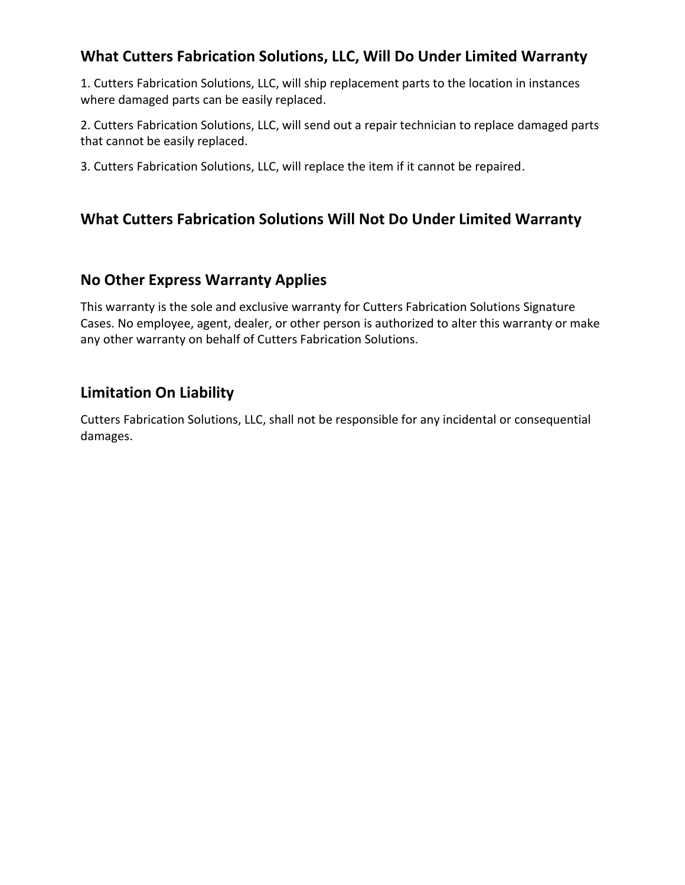## What Cutters Fabrication Solutions, LLC, Will Do Under Limited Warranty

1. Cutters Fabrication Solutions, LLC, will ship replacement parts to the location in instances where damaged parts can be easily replaced.

2. Cutters Fabrication Solutions, LLC, will send out a repair technician to replace damaged parts that cannot be easily replaced.

3. Cutters Fabrication Solutions, LLC, will replace the item if it cannot be repaired.

## What Cutters Fabrication Solutions Will Not Do Under Limited Warranty

## No Other Express Warranty Applies

This warranty is the sole and exclusive warranty for Cutters Fabrication Solutions Signature Cases. No employee, agent, dealer, or other person is authorized to alter this warranty or make any other warranty on behalf of Cutters Fabrication Solutions.

## Limitation On Liability

Cutters Fabrication Solutions, LLC, shall not be responsible for any incidental or consequential damages.